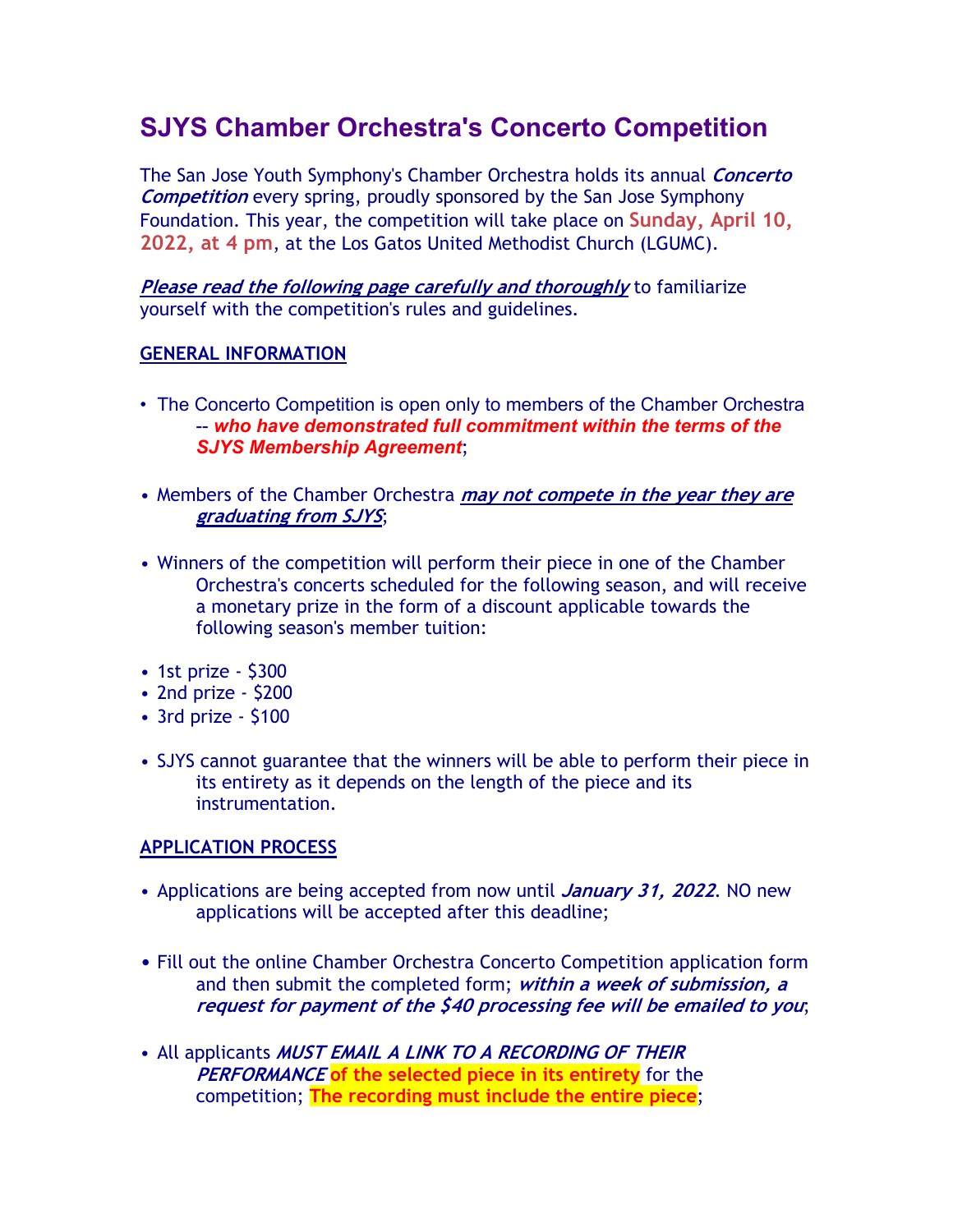# SJYS Chamber Orchestra's Concerto Competition

The San Jose Youth Symphony's Chamber Orchestra holds its annual ***Concerto Competition*** every spring, proudly sponsored by the San Jose Symphony Foundation. This year, the competition will take place on **Sunday, April 10, 2022, at 4 pm**, at the Los Gatos United Methodist Church (LGUMC).

***Please read the following page carefully and thoroughly*** to familiarize yourself with the competition's rules and guidelines.

## GENERAL INFORMATION

- The Concerto Competition is open only to members of the Chamber Orchestra -- ***who have demonstrated full commitment within the terms of the SJYS Membership Agreement***;
- Members of the Chamber Orchestra ***may not compete in the year they are graduating from SJYS***;
- Winners of the competition will perform their piece in one of the Chamber Orchestra's concerts scheduled for the following season, and will receive a monetary prize in the form of a discount applicable towards the following season's member tuition:
- 1st prize - $300
- 2nd prize - $200
- 3rd prize - $100
- SJYS cannot guarantee that the winners will be able to perform their piece in its entirety as it depends on the length of the piece and its instrumentation.

## APPLICATION PROCESS

- Applications are being accepted from now until ***January 31, 2022***. NO new applications will be accepted after this deadline;
- Fill out the online Chamber Orchestra Concerto Competition application form and then submit the completed form; ***within a week of submission, a request for payment of the $40 processing fee will be emailed to you***;
- All applicants ***MUST EMAIL A LINK TO A RECORDING OF THEIR PERFORMANCE*** **of the selected piece in its entirety** for the competition; **The recording must include the entire piece**;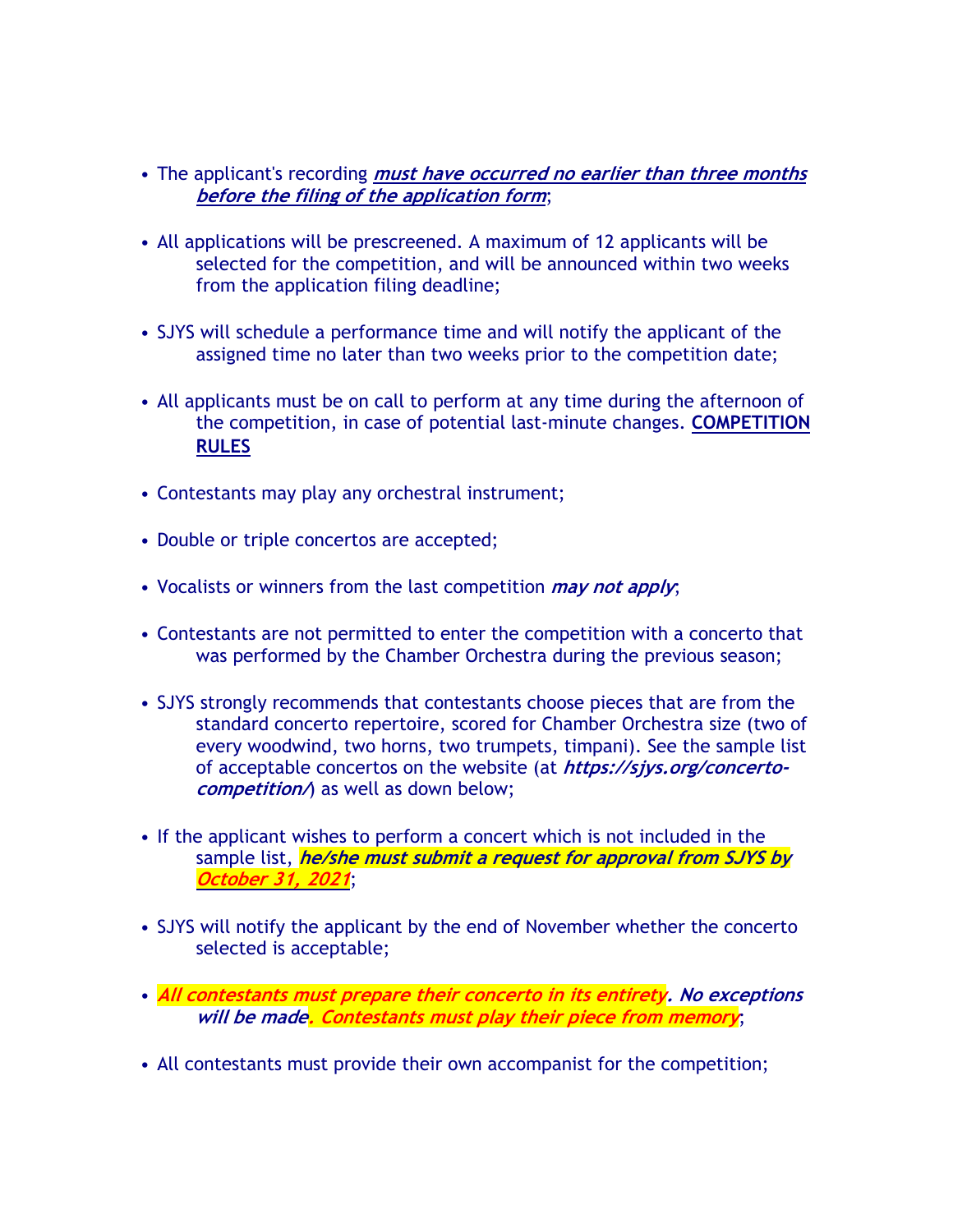- The applicant's recording ***must have occurred no earlier than three months before the filing of the application form***;

- All applications will be prescreened. A maximum of 12 applicants will be selected for the competition, and will be announced within two weeks from the application filing deadline;

- SJYS will schedule a performance time and will notify the applicant of the assigned time no later than two weeks prior to the competition date;

- All applicants must be on call to perform at any time during the afternoon of the competition, in case of potential last-minute changes. **COMPETITION RULES**

- Contestants may play any orchestral instrument;

- Double or triple concertos are accepted;

- Vocalists or winners from the last competition ***may not apply***;

- Contestants are not permitted to enter the competition with a concerto that was performed by the Chamber Orchestra during the previous season;

- SJYS strongly recommends that contestants choose pieces that are from the standard concerto repertoire, scored for Chamber Orchestra size (two of every woodwind, two horns, two trumpets, timpani). See the sample list of acceptable concertos on the website (at ***https://sjys.org/concerto-competition/***) as well as down below;

- If the applicant wishes to perform a concert which is not included in the sample list, ***he/she must submit a request for approval from SJYS by October 31, 2021***;

- SJYS will notify the applicant by the end of November whether the concerto selected is acceptable;

- ***All contestants must prepare their concerto in its entirety. No exceptions will be made. Contestants must play their piece from memory***;

- All contestants must provide their own accompanist for the competition;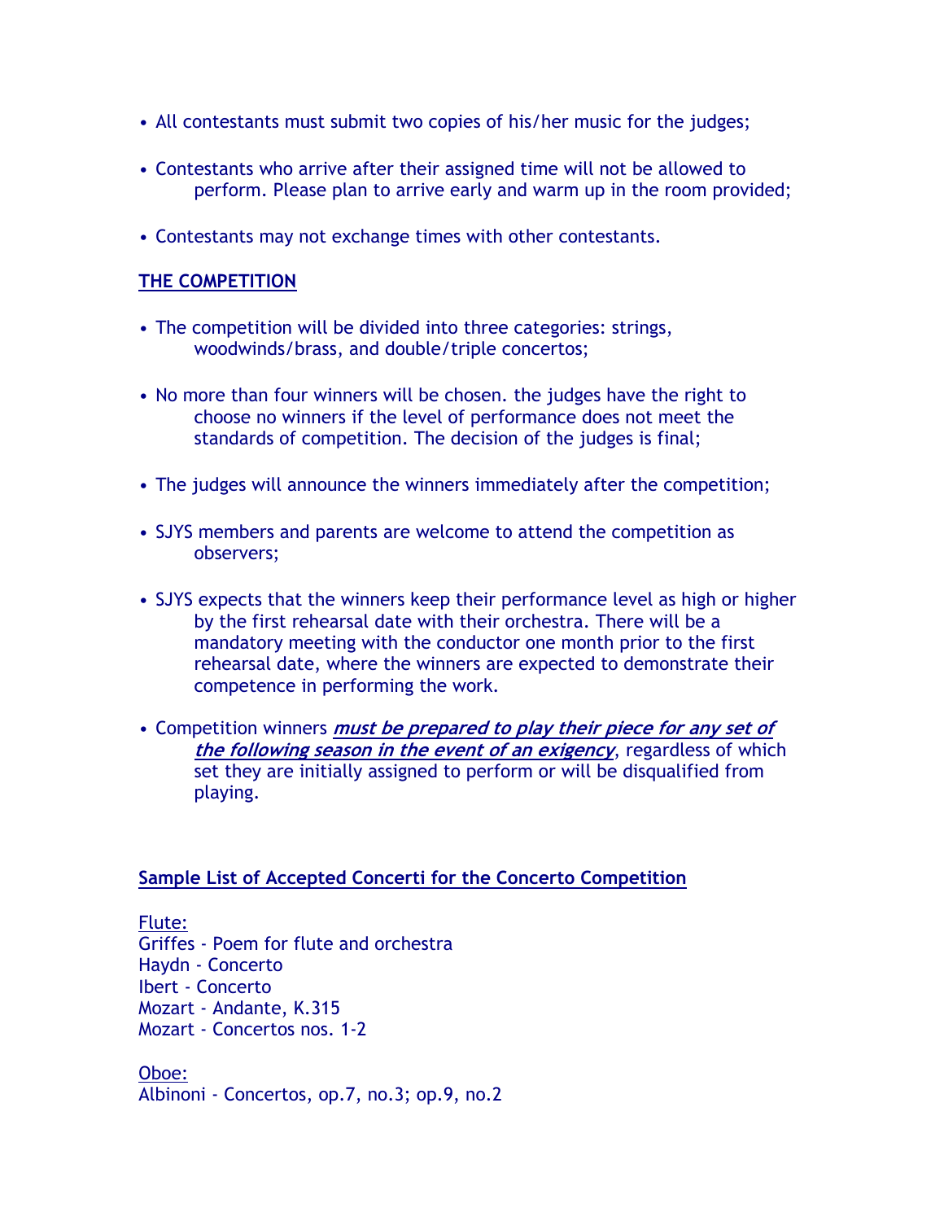- All contestants must submit two copies of his/her music for the judges;
- Contestants who arrive after their assigned time will not be allowed to perform. Please plan to arrive early and warm up in the room provided;
- Contestants may not exchange times with other contestants.

## THE COMPETITION

- The competition will be divided into three categories: strings, woodwinds/brass, and double/triple concertos;
- No more than four winners will be chosen. the judges have the right to choose no winners if the level of performance does not meet the standards of competition. The decision of the judges is final;
- The judges will announce the winners immediately after the competition;
- SJYS members and parents are welcome to attend the competition as observers;
- SJYS expects that the winners keep their performance level as high or higher by the first rehearsal date with their orchestra. There will be a mandatory meeting with the conductor one month prior to the first rehearsal date, where the winners are expected to demonstrate their competence in performing the work.
- Competition winners ***must be prepared to play their piece for any set of the following season in the event of an exigency***, regardless of which set they are initially assigned to perform or will be disqualified from playing.

## Sample List of Accepted Concerti for the Concerto Competition

Flute:
Griffes - Poem for flute and orchestra
Haydn - Concerto
Ibert - Concerto
Mozart - Andante, K.315
Mozart - Concertos nos. 1-2

Oboe:
Albinoni - Concertos, op.7, no.3; op.9, no.2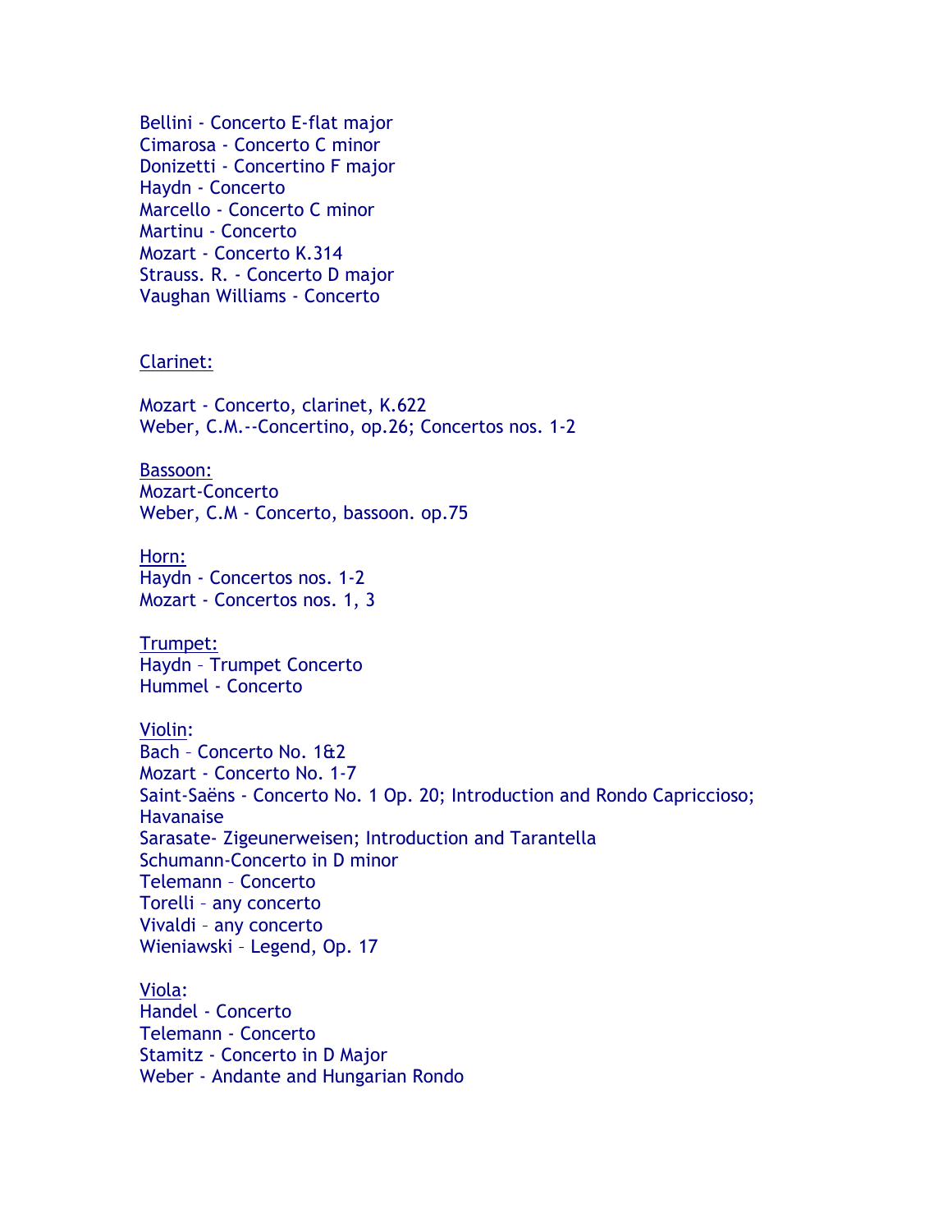Bellini - Concerto E-flat major
Cimarosa - Concerto C minor
Donizetti - Concertino F major
Haydn - Concerto
Marcello - Concerto C minor
Martinu - Concerto
Mozart - Concerto K.314
Strauss. R. - Concerto D major
Vaughan Williams - Concerto

<u>Clarinet:</u>

Mozart - Concerto, clarinet, K.622
Weber, C.M.--Concertino, op.26; Concertos nos. 1-2

<u>Bassoon:</u>
Mozart-Concerto
Weber, C.M - Concerto, bassoon. op.75

<u>Horn:</u>
Haydn - Concertos nos. 1-2
Mozart - Concertos nos. 1, 3

<u>Trumpet:</u>
Haydn – Trumpet Concerto
Hummel - Concerto

<u>Violin</u>:
Bach – Concerto No. 1&2
Mozart - Concerto No. 1-7
Saint-Saëns - Concerto No. 1 Op. 20; Introduction and Rondo Capriccioso; Havanaise
Sarasate- Zigeunerweisen; Introduction and Tarantella
Schumann-Concerto in D minor
Telemann – Concerto
Torelli – any concerto
Vivaldi – any concerto
Wieniawski – Legend, Op. 17

<u>Viola</u>:
Handel - Concerto
Telemann - Concerto
Stamitz - Concerto in D Major
Weber - Andante and Hungarian Rondo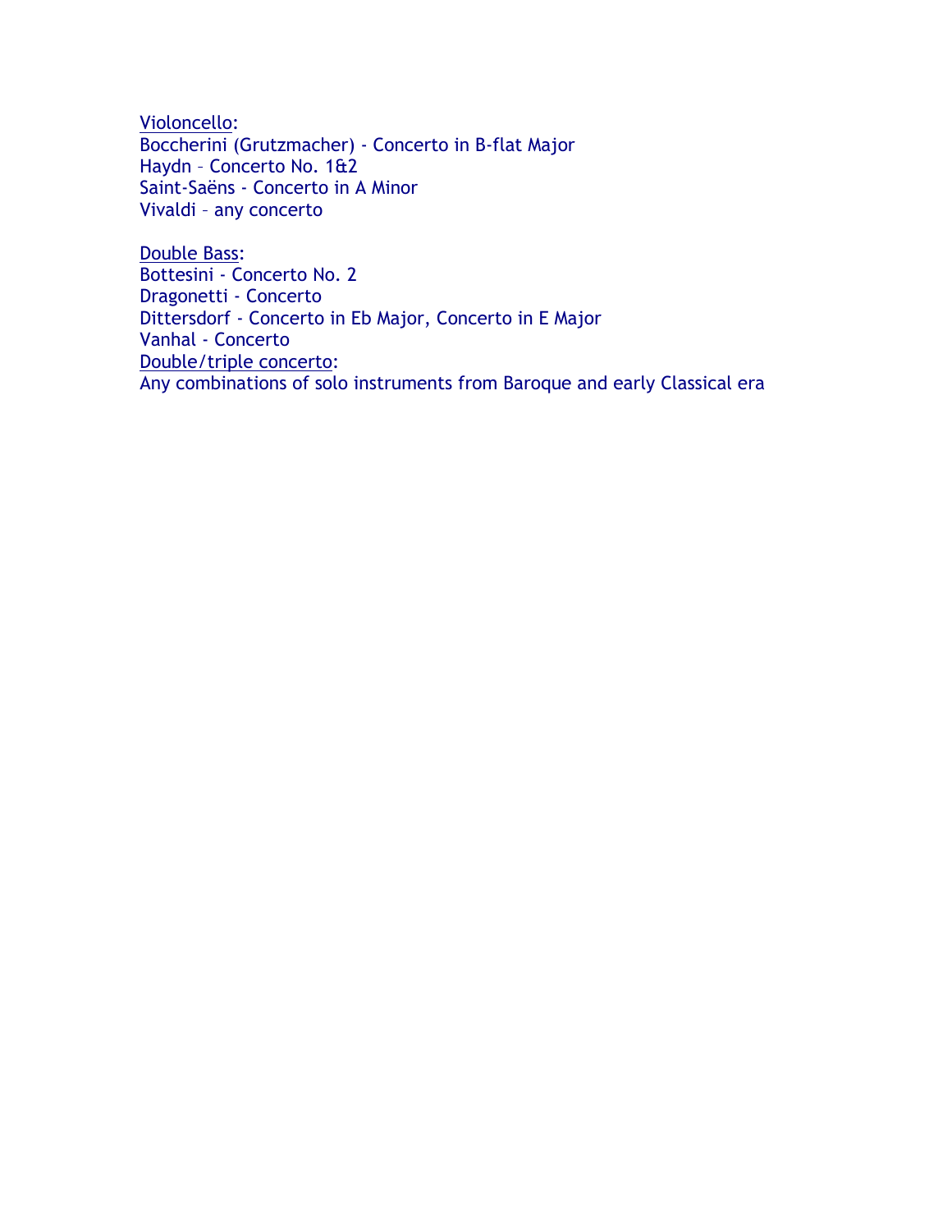<u>Violoncello</u>:
Boccherini (Grutzmacher) - Concerto in B-flat Major
Haydn – Concerto No. 1&2
Saint-Saëns - Concerto in A Minor
Vivaldi – any concerto

<u>Double Bass</u>:
Bottesini - Concerto No. 2
Dragonetti - Concerto
Dittersdorf - Concerto in Eb Major, Concerto in E Major
Vanhal - Concerto
<u>Double/triple concerto</u>:
Any combinations of solo instruments from Baroque and early Classical era